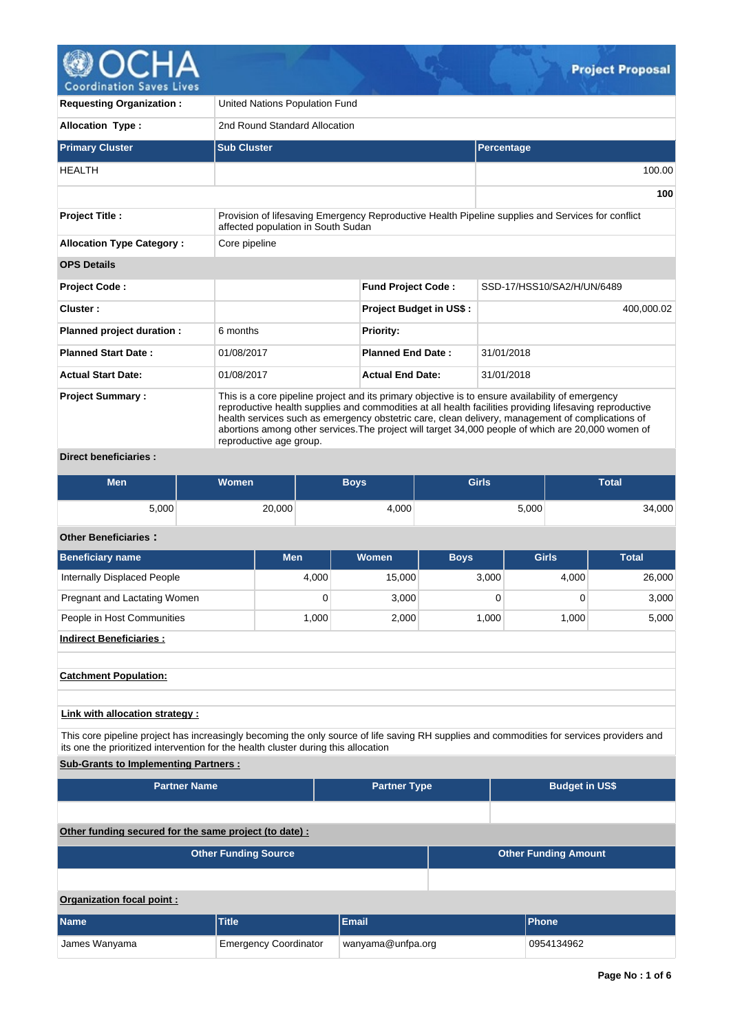# Project Proposal

| | |
|---|---|
| **Requesting Organization :** | United Nations Population Fund |
| **Allocation Type :** | 2nd Round Standard Allocation |

| Primary Cluster | Sub Cluster | Percentage |
|---|---|---|
| HEALTH | | 100.00 |
| | | **100** |

| | |
|---|---|
| **Project Title :** | Provision of lifesaving Emergency Reproductive Health Pipeline supplies and Services for conflict affected population in South Sudan |
| **Allocation Type Category :** | Core pipeline |

**OPS Details**

| | | | |
|---|---|---|---|
| **Project Code :** | | **Fund Project Code :** | SSD-17/HSS10/SA2/H/UN/6489 |
| **Cluster :** | | **Project Budget in US$ :** | 400,000.02 |
| **Planned project duration :** | 6 months | **Priority:** | |
| **Planned Start Date :** | 01/08/2017 | **Planned End Date :** | 31/01/2018 |
| **Actual Start Date:** | 01/08/2017 | **Actual End Date:** | 31/01/2018 |

**Project Summary :** This is a core pipeline project and its primary objective is to ensure availability of emergency reproductive health supplies and commodities at all health facilities providing lifesaving reproductive health services such as emergency obstetric care, clean delivery, management of complications of abortions among other services.The project will target 34,000 people of which are 20,000 women of reproductive age group.

**Direct beneficiaries :**

| Men | Women | Boys | Girls | Total |
|---|---|---|---|---|
| 5,000 | 20,000 | 4,000 | 5,000 | 34,000 |

**Other Beneficiaries :**

| Beneficiary name | Men | Women | Boys | Girls | Total |
|---|---|---|---|---|---|
| Internally Displaced People | 4,000 | 15,000 | 3,000 | 4,000 | 26,000 |
| Pregnant and Lactating Women | 0 | 3,000 | 0 | 0 | 3,000 |
| People in Host Communities | 1,000 | 2,000 | 1,000 | 1,000 | 5,000 |

**Indirect Beneficiaries :**

**Catchment Population:**

**Link with allocation strategy :**

This core pipeline project has increasingly becoming the only source of life saving RH supplies and commodities for services providers and its one the prioritized intervention for the health cluster during this allocation

**Sub-Grants to Implementing Partners :**

| Partner Name | Partner Type | Budget in US$ |
|---|---|---|
| | | |

**Other funding secured for the same project (to date) :**

| Other Funding Source | Other Funding Amount |
|---|---|
| | |

**Organization focal point :**

| Name | Title | Email | Phone |
|---|---|---|---|
| James Wanyama | Emergency Coordinator | wanyama@unfpa.org | 0954134962 |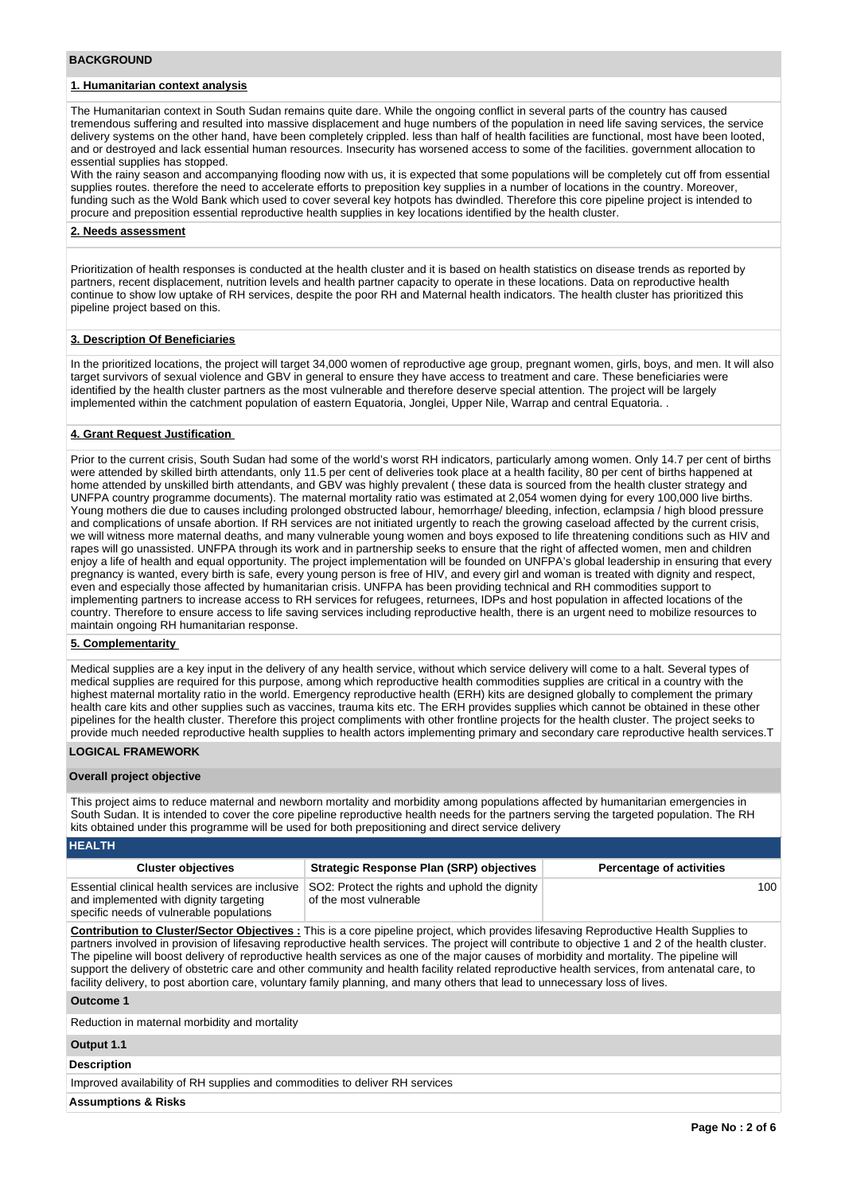## BACKGROUND

### 1. Humanitarian context analysis

The Humanitarian context in South Sudan remains quite dare. While the ongoing conflict in several parts of the country has caused tremendous suffering and resulted into massive displacement and huge numbers of the population in need life saving services, the service delivery systems on the other hand, have been completely crippled. less than half of health facilities are functional, most have been looted, and or destroyed and lack essential human resources. Insecurity has worsened access to some of the facilities. government allocation to essential supplies has stopped.
With the rainy season and accompanying flooding now with us, it is expected that some populations will be completely cut off from essential supplies routes. therefore the need to accelerate efforts to preposition key supplies in a number of locations in the country. Moreover, funding such as the Wold Bank which used to cover several key hotpots has dwindled. Therefore this core pipeline project is intended to procure and preposition essential reproductive health supplies in key locations identified by the health cluster.

### 2. Needs assessment

Prioritization of health responses is conducted at the health cluster and it is based on health statistics on disease trends as reported by partners, recent displacement, nutrition levels and health partner capacity to operate in these locations. Data on reproductive health continue to show low uptake of RH services, despite the poor RH and Maternal health indicators. The health cluster has prioritized this pipeline project based on this.

### 3. Description Of Beneficiaries

In the prioritized locations, the project will target 34,000 women of reproductive age group, pregnant women, girls, boys, and men. It will also target survivors of sexual violence and GBV in general to ensure they have access to treatment and care. These beneficiaries were identified by the health cluster partners as the most vulnerable and therefore deserve special attention. The project will be largely implemented within the catchment population of eastern Equatoria, Jonglei, Upper Nile, Warrap and central Equatoria. .

### 4. Grant Request Justification

Prior to the current crisis, South Sudan had some of the world's worst RH indicators, particularly among women. Only 14.7 per cent of births were attended by skilled birth attendants, only 11.5 per cent of deliveries took place at a health facility, 80 per cent of births happened at home attended by unskilled birth attendants, and GBV was highly prevalent ( these data is sourced from the health cluster strategy and UNFPA country programme documents). The maternal mortality ratio was estimated at 2,054 women dying for every 100,000 live births. Young mothers die due to causes including prolonged obstructed labour, hemorrhage/ bleeding, infection, eclampsia / high blood pressure and complications of unsafe abortion. If RH services are not initiated urgently to reach the growing caseload affected by the current crisis, we will witness more maternal deaths, and many vulnerable young women and boys exposed to life threatening conditions such as HIV and rapes will go unassisted. UNFPA through its work and in partnership seeks to ensure that the right of affected women, men and children enjoy a life of health and equal opportunity. The project implementation will be founded on UNFPA's global leadership in ensuring that every pregnancy is wanted, every birth is safe, every young person is free of HIV, and every girl and woman is treated with dignity and respect, even and especially those affected by humanitarian crisis. UNFPA has been providing technical and RH commodities support to implementing partners to increase access to RH services for refugees, returnees, IDPs and host population in affected locations of the country. Therefore to ensure access to life saving services including reproductive health, there is an urgent need to mobilize resources to maintain ongoing RH humanitarian response.

### 5. Complementarity

Medical supplies are a key input in the delivery of any health service, without which service delivery will come to a halt. Several types of medical supplies are required for this purpose, among which reproductive health commodities supplies are critical in a country with the highest maternal mortality ratio in the world. Emergency reproductive health (ERH) kits are designed globally to complement the primary health care kits and other supplies such as vaccines, trauma kits etc. The ERH provides supplies which cannot be obtained in these other pipelines for the health cluster. Therefore this project compliments with other frontline projects for the health cluster. The project seeks to provide much needed reproductive health supplies to health actors implementing primary and secondary care reproductive health services.T

## LOGICAL FRAMEWORK

### Overall project objective

This project aims to reduce maternal and newborn mortality and morbidity among populations affected by humanitarian emergencies in South Sudan. It is intended to cover the core pipeline reproductive health needs for the partners serving the targeted population. The RH kits obtained under this programme will be used for both prepositioning and direct service delivery

### HEALTH

| Cluster objectives | Strategic Response Plan (SRP) objectives | Percentage of activities |
|---|---|---|
| Essential clinical health services are inclusive and implemented with dignity targeting specific needs of vulnerable populations | SO2: Protect the rights and uphold the dignity of the most vulnerable | 100 |

**Contribution to Cluster/Sector Objectives :** This is a core pipeline project, which provides lifesaving Reproductive Health Supplies to partners involved in provision of lifesaving reproductive health services. The project will contribute to objective 1 and 2 of the health cluster. The pipeline will boost delivery of reproductive health services as one of the major causes of morbidity and mortality. The pipeline will support the delivery of obstetric care and other community and health facility related reproductive health services, from antenatal care, to facility delivery, to post abortion care, voluntary family planning, and many others that lead to unnecessary loss of lives.

**Outcome 1**

Reduction in maternal morbidity and mortality

**Output 1.1**

**Description**

Improved availability of RH supplies and commodities to deliver RH services

**Assumptions & Risks**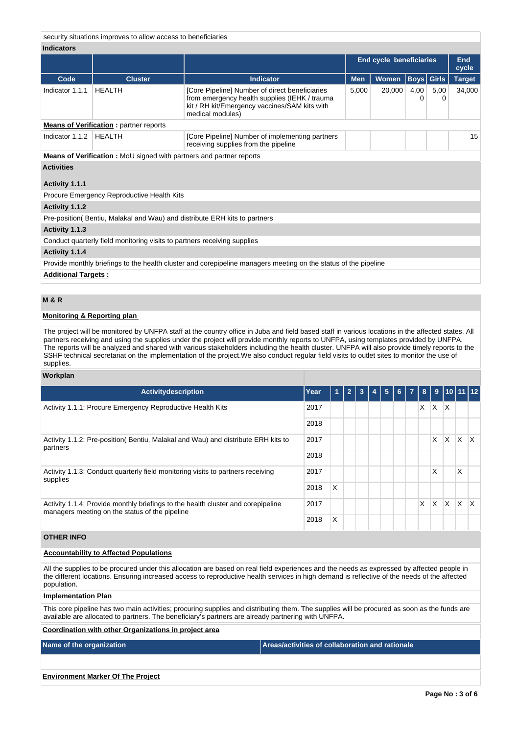security situations improves to allow access to beneficiaries

**Indicators**

| | | | End cycle beneficiaries | | | | End cycle |
|---|---|---|---|---|---|---|---|
| **Code** | **Cluster** | **Indicator** | **Men** | **Women** | **Boys** | **Girls** | **Target** |
| Indicator 1.1.1 | HEALTH | [Core Pipeline] Number of direct beneficiaries from emergency health supplies (IEHK / trauma kit / RH kit/Emergency vaccines/SAM kits with medical modules) | 5,000 | 20,000 | 4,000 | 5,000 | 34,000 |

**Means of Verification :** partner reports

| | | | | | | | |
|---|---|---|---|---|---|---|---|
| Indicator 1.1.2 | HEALTH | [Core Pipeline] Number of implementing partners receiving supplies from the pipeline | | | | | 15 |

**Means of Verification :** MoU signed with partners and partner reports

**Activities**

**Activity 1.1.1**

Procure Emergency Reproductive Health Kits

**Activity 1.1.2**

Pre-position( Bentiu, Malakal and Wau) and distribute ERH kits to partners

**Activity 1.1.3**

Conduct quarterly field monitoring visits to partners receiving supplies

**Activity 1.1.4**

Provide monthly briefings to the health cluster and corepipeline managers meeting on the status of the pipeline

**Additional Targets :**

## M & R

**Monitoring & Reporting plan**

The project will be monitored by UNFPA staff at the country office in Juba and field based staff in various locations in the affected states. All partners receiving and using the supplies under the project will provide monthly reports to UNFPA, using templates provided by UNFPA. The reports will be analyzed and shared with various stakeholders including the health cluster. UNFPA will also provide timely reports to the SSHF technical secretariat on the implementation of the project.We also conduct regular field visits to outlet sites to monitor the use of supplies.

**Workplan**

| Activitydescription | Year | 1 | 2 | 3 | 4 | 5 | 6 | 7 | 8 | 9 | 10 | 11 | 12 |
|---|---|---|---|---|---|---|---|---|---|---|---|---|---|
| Activity 1.1.1: Procure Emergency Reproductive Health Kits | 2017 | | | | | | | | X | X | X | | |
| | 2018 | | | | | | | | | | | | |
| Activity 1.1.2: Pre-position( Bentiu, Malakal and Wau) and distribute ERH kits to partners | 2017 | | | | | | | | | X | X | X | X |
| | 2018 | | | | | | | | | | | | |
| Activity 1.1.3: Conduct quarterly field monitoring visits to partners receiving supplies | 2017 | | | | | | | | | X | | X | |
| | 2018 | X | | | | | | | | | | | |
| Activity 1.1.4: Provide monthly briefings to the health cluster and corepipeline managers meeting on the status of the pipeline | 2017 | | | | | | | | X | X | X | X | X |
| | 2018 | X | | | | | | | | | | | |

## OTHER INFO

**Accountability to Affected Populations**

All the supplies to be procured under this allocation are based on real field experiences and the needs as expressed by affected people in the different locations. Ensuring increased access to reproductive health services in high demand is reflective of the needs of the affected population.

**Implementation Plan**

This core pipeline has two main activities; procuring supplies and distributing them. The supplies will be procured as soon as the funds are available are allocated to partners. The beneficiary's partners are already partnering with UNFPA.

**Coordination with other Organizations in project area**

| Name of the organization | Areas/activities of collaboration and rationale |
|---|---|
| | |

**Environment Marker Of The Project**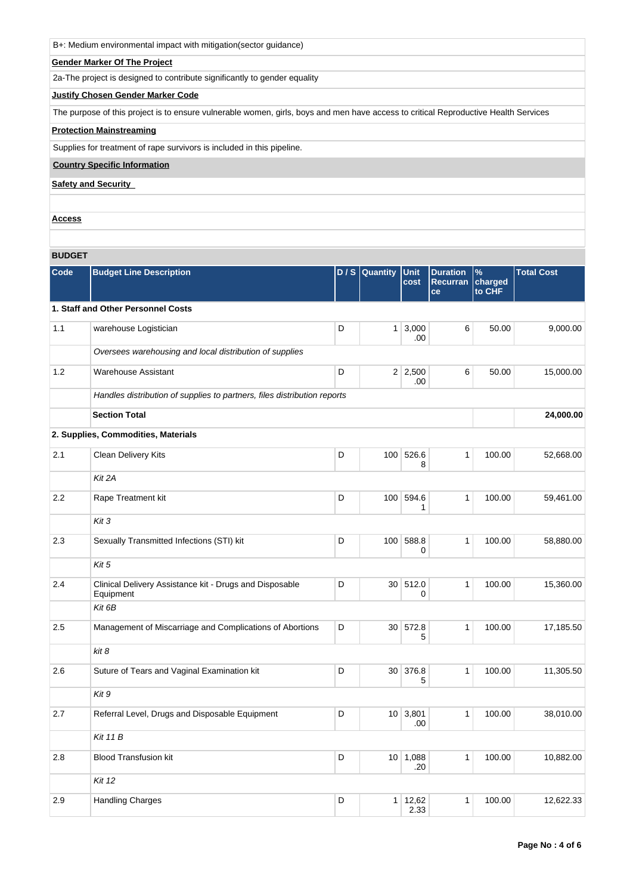B+: Medium environmental impact with mitigation(sector guidance)

**Gender Marker Of The Project**

2a-The project is designed to contribute significantly to gender equality

**Justify Chosen Gender Marker Code**

The purpose of this project is to ensure vulnerable women, girls, boys and men have access to critical Reproductive Health Services

**Protection Mainstreaming**

Supplies for treatment of rape survivors is included in this pipeline.

**Country Specific Information**

**Safety and Security**

**Access**

**BUDGET**

| Code | Budget Line Description | D / S | Quantity | Unit cost | Duration Recurrance | % charged to CHF | Total Cost |
|---|---|---|---|---|---|---|---|
| **1. Staff and Other Personnel Costs** | | | | | | | |
| 1.1 | warehouse Logistician | D | 1 | 3,000.00 | 6 | 50.00 | 9,000.00 |
| | *Oversees warehousing and local distribution of supplies* | | | | | | |
| 1.2 | Warehouse Assistant | D | 2 | 2,500.00 | 6 | 50.00 | 15,000.00 |
| | *Handles distribution of supplies to partners, files distribution reports* | | | | | | |
| | **Section Total** | | | | | | **24,000.00** |
| **2. Supplies, Commodities, Materials** | | | | | | | |
| 2.1 | Clean Delivery Kits | D | 100 | 526.68 | 1 | 100.00 | 52,668.00 |
| | *Kit 2A* | | | | | | |
| 2.2 | Rape Treatment kit | D | 100 | 594.61 | 1 | 100.00 | 59,461.00 |
| | *Kit 3* | | | | | | |
| 2.3 | Sexually Transmitted Infections (STI) kit | D | 100 | 588.80 | 1 | 100.00 | 58,880.00 |
| | *Kit 5* | | | | | | |
| 2.4 | Clinical Delivery Assistance kit - Drugs and Disposable Equipment | D | 30 | 512.00 | 1 | 100.00 | 15,360.00 |
| | *Kit 6B* | | | | | | |
| 2.5 | Management of Miscarriage and Complications of Abortions | D | 30 | 572.85 | 1 | 100.00 | 17,185.50 |
| | *kit 8* | | | | | | |
| 2.6 | Suture of Tears and Vaginal Examination kit | D | 30 | 376.85 | 1 | 100.00 | 11,305.50 |
| | *Kit 9* | | | | | | |
| 2.7 | Referral Level, Drugs and Disposable Equipment | D | 10 | 3,801.00 | 1 | 100.00 | 38,010.00 |
| | *Kit 11 B* | | | | | | |
| 2.8 | Blood Transfusion kit | D | 10 | 1,088.20 | 1 | 100.00 | 10,882.00 |
| | *Kit 12* | | | | | | |
| 2.9 | Handling Charges | D | 1 | 12,622.33 | 1 | 100.00 | 12,622.33 |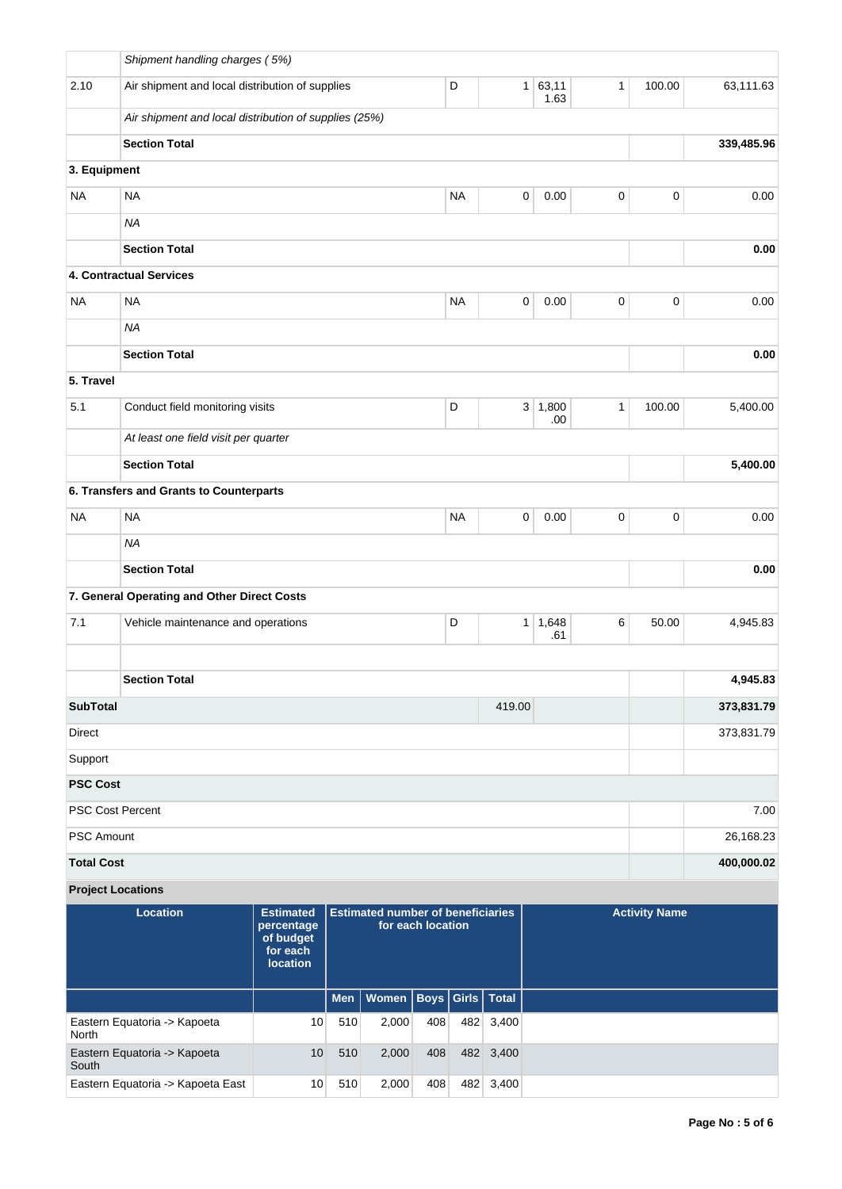| | | | | | | | |
|---|---|---|---|---|---|---|---|
| | *Shipment handling charges ( 5%)* | | | | | | |
| 2.10 | Air shipment and local distribution of supplies | D | 1 | 63,111.63 | 1 | 100.00 | 63,111.63 |
| | *Air shipment and local distribution of supplies (25%)* | | | | | | |
| | **Section Total** | | | | | | **339,485.96** |
| **3. Equipment** | | | | | | | |
| NA | NA | NA | 0 | 0.00 | 0 | 0 | 0.00 |
| | *NA* | | | | | | |
| | **Section Total** | | | | | | **0.00** |
| **4. Contractual Services** | | | | | | | |
| NA | NA | NA | 0 | 0.00 | 0 | 0 | 0.00 |
| | *NA* | | | | | | |
| | **Section Total** | | | | | | **0.00** |
| **5. Travel** | | | | | | | |
| 5.1 | Conduct field monitoring visits | D | 3 | 1,800.00 | 1 | 100.00 | 5,400.00 |
| | *At least one field visit per quarter* | | | | | | |
| | **Section Total** | | | | | | **5,400.00** |
| **6. Transfers and Grants to Counterparts** | | | | | | | |
| NA | NA | NA | 0 | 0.00 | 0 | 0 | 0.00 |
| | *NA* | | | | | | |
| | **Section Total** | | | | | | **0.00** |
| **7. General Operating and Other Direct Costs** | | | | | | | |
| 7.1 | Vehicle maintenance and operations | D | 1 | 1,648.61 | 6 | 50.00 | 4,945.83 |
| | | | | | | | |
| | **Section Total** | | | | | | **4,945.83** |
| **SubTotal** | | | 419.00 | | | | **373,831.79** |
| Direct | | | | | | | 373,831.79 |
| Support | | | | | | | |
| **PSC Cost** | | | | | | | |
| PSC Cost Percent | | | | | | | 7.00 |
| PSC Amount | | | | | | | 26,168.23 |
| **Total Cost** | | | | | | | **400,000.02** |

**Project Locations**

| Location | Estimated percentage of budget for each location | Estimated number of beneficiaries for each location | | | | | Activity Name |
|---|---|---|---|---|---|---|---|
| | | Men | Women | Boys | Girls | Total | |
| Eastern Equatoria -> Kapoeta North | 10 | 510 | 2,000 | 408 | 482 | 3,400 | |
| Eastern Equatoria -> Kapoeta South | 10 | 510 | 2,000 | 408 | 482 | 3,400 | |
| Eastern Equatoria -> Kapoeta East | 10 | 510 | 2,000 | 408 | 482 | 3,400 | |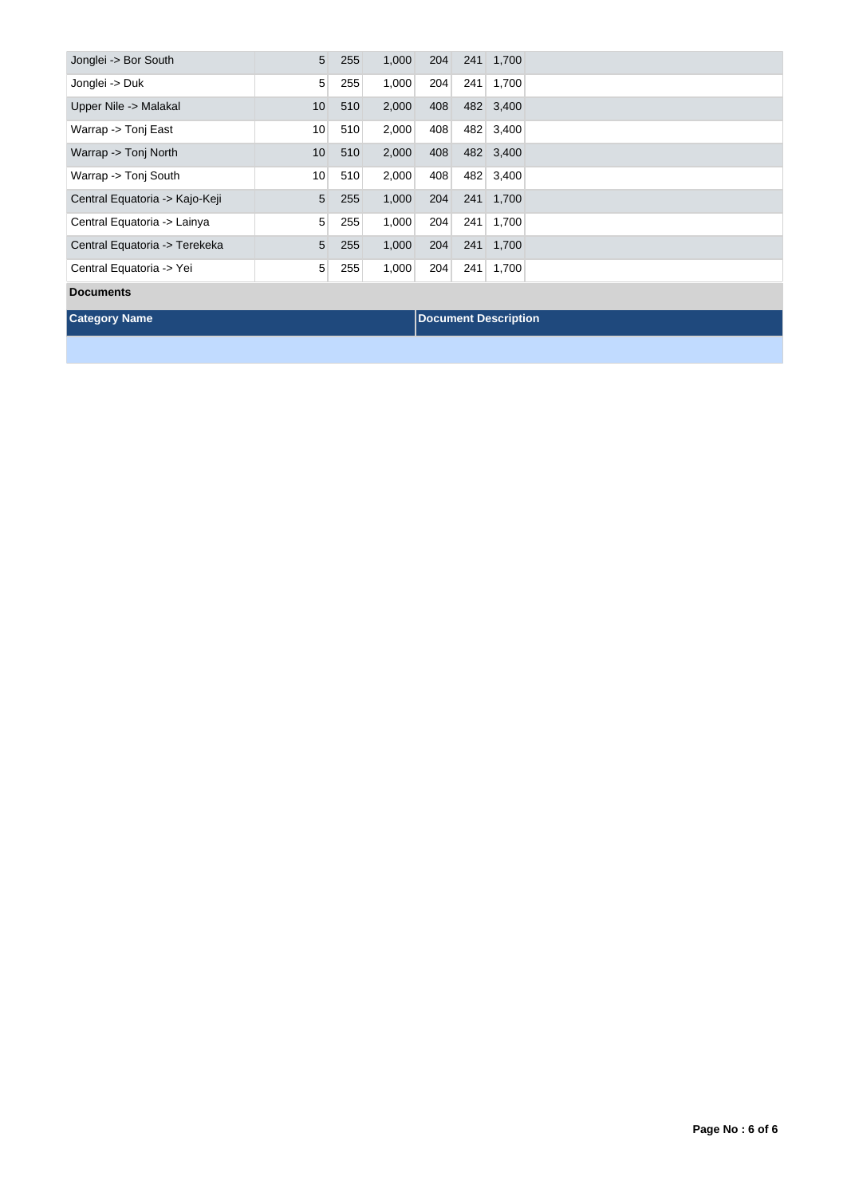| | | | | | | | |
|---|---|---|---|---|---|---|---|
| Jonglei -> Bor South | 5 | 255 | 1,000 | 204 | 241 | 1,700 | |
| Jonglei -> Duk | 5 | 255 | 1,000 | 204 | 241 | 1,700 | |
| Upper Nile -> Malakal | 10 | 510 | 2,000 | 408 | 482 | 3,400 | |
| Warrap -> Tonj East | 10 | 510 | 2,000 | 408 | 482 | 3,400 | |
| Warrap -> Tonj North | 10 | 510 | 2,000 | 408 | 482 | 3,400 | |
| Warrap -> Tonj South | 10 | 510 | 2,000 | 408 | 482 | 3,400 | |
| Central Equatoria -> Kajo-Keji | 5 | 255 | 1,000 | 204 | 241 | 1,700 | |
| Central Equatoria -> Lainya | 5 | 255 | 1,000 | 204 | 241 | 1,700 | |
| Central Equatoria -> Terekeka | 5 | 255 | 1,000 | 204 | 241 | 1,700 | |
| Central Equatoria -> Yei | 5 | 255 | 1,000 | 204 | 241 | 1,700 | |

**Documents**

| Category Name | Document Description |
|---|---|
| | |